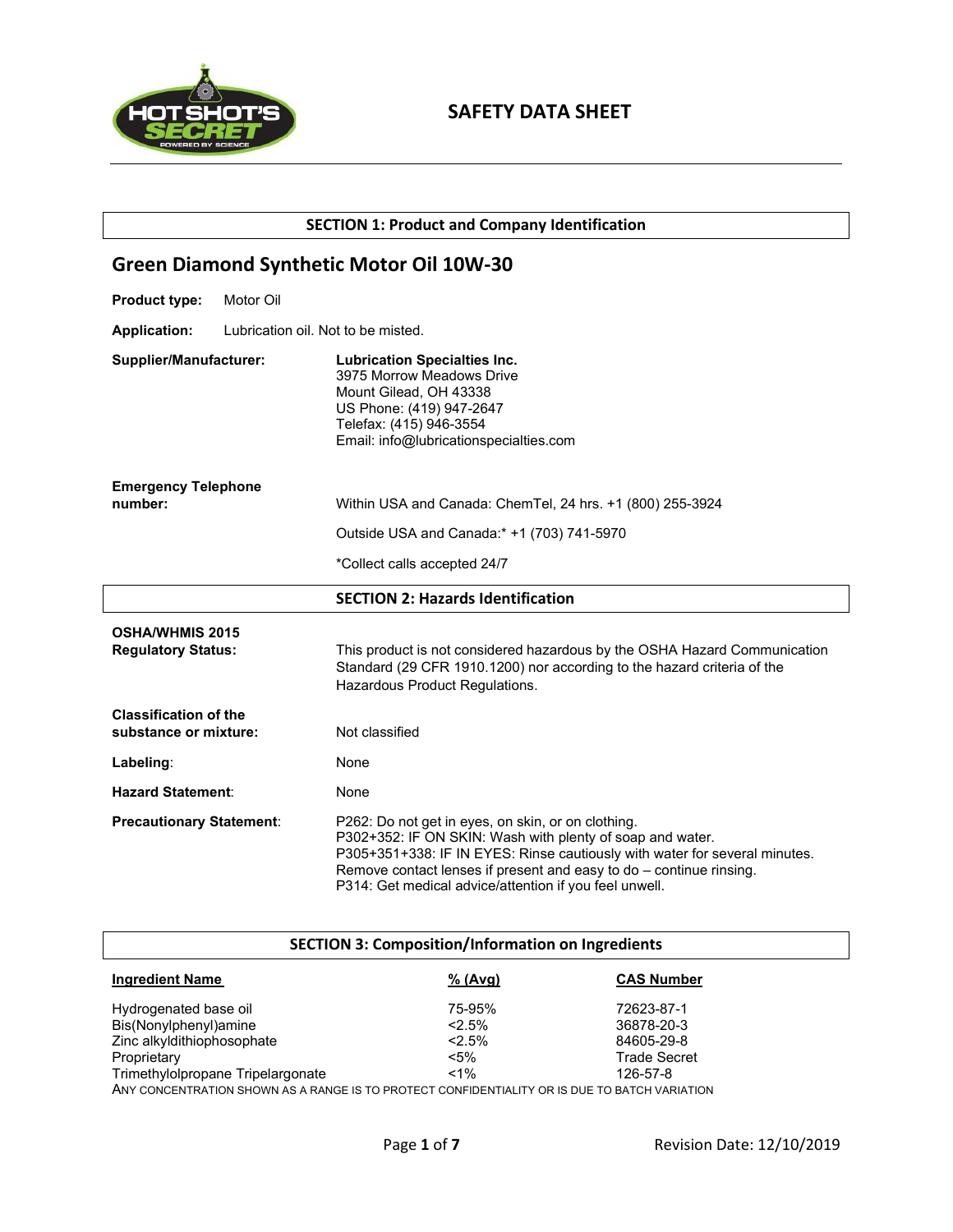# SAFETY DATA SHEET

## SECTION 1: Product and Company Identification

### Green Diamond Synthetic Motor Oil 10W-30

**Product type:** Motor Oil

**Application:** Lubrication oil. Not to be misted.

**Supplier/Manufacturer:**
**Lubrication Specialties Inc.**
3975 Morrow Meadows Drive
Mount Gilead, OH 43338
US Phone: (419) 947-2647
Telefax: (415) 946-3554
Email: info@lubricationspecialties.com

**Emergency Telephone number:**
Within USA and Canada: ChemTel, 24 hrs. +1 (800) 255-3924

Outside USA and Canada:* +1 (703) 741-5970

*Collect calls accepted 24/7

## SECTION 2: Hazards Identification

**OSHA/WHMIS 2015 Regulatory Status:** This product is not considered hazardous by the OSHA Hazard Communication Standard (29 CFR 1910.1200) nor according to the hazard criteria of the Hazardous Product Regulations.

**Classification of the substance or mixture:** Not classified

**Labeling**: None

**Hazard Statement**: None

**Precautionary Statement**:
P262: Do not get in eyes, on skin, or on clothing.
P302+352: IF ON SKIN: Wash with plenty of soap and water.
P305+351+338: IF IN EYES: Rinse cautiously with water for several minutes. Remove contact lenses if present and easy to do – continue rinsing.
P314: Get medical advice/attention if you feel unwell.

## SECTION 3: Composition/Information on Ingredients

| Ingredient Name | % (Avg) | CAS Number |
|---|---|---|
| Hydrogenated base oil | 75-95% | 72623-87-1 |
| Bis(Nonylphenyl)amine | <2.5% | 36878-20-3 |
| Zinc alkyldithiophosophate | <2.5% | 84605-29-8 |
| Proprietary | <5% | Trade Secret |
| Trimethylolpropane Tripelargonate | <1% | 126-57-8 |

ANY CONCENTRATION SHOWN AS A RANGE IS TO PROTECT CONFIDENTIALITY OR IS DUE TO BATCH VARIATION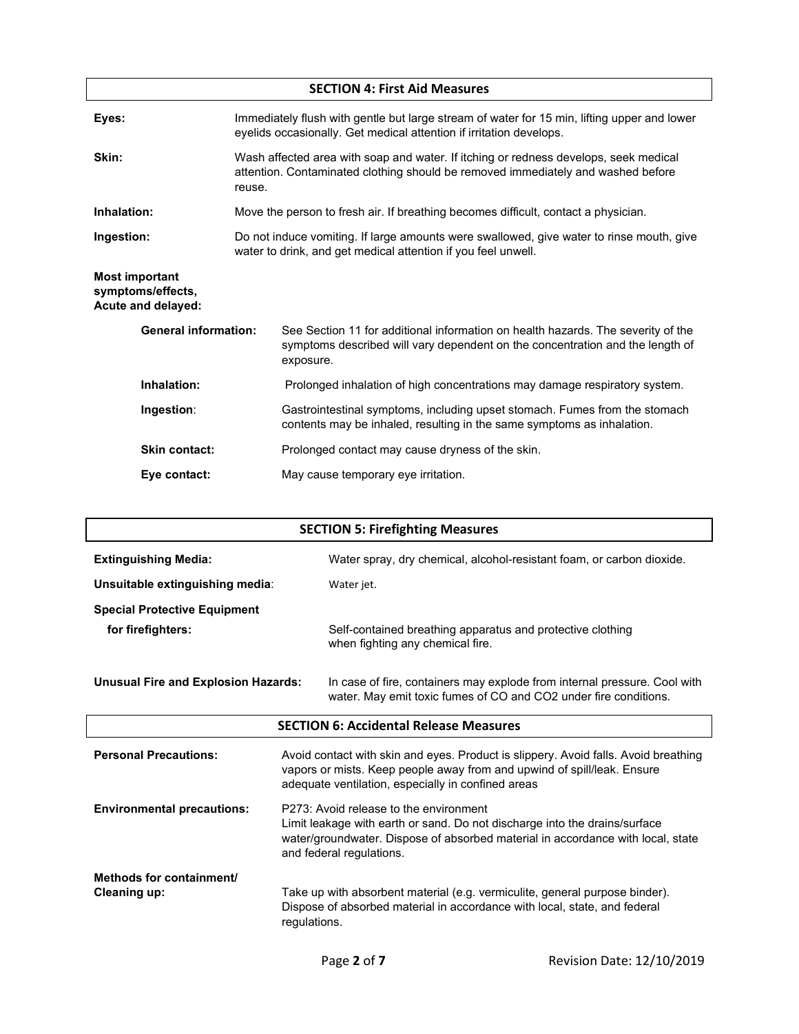## SECTION 4: First Aid Measures

**Eyes:** Immediately flush with gentle but large stream of water for 15 min, lifting upper and lower eyelids occasionally. Get medical attention if irritation develops.

**Skin:** Wash affected area with soap and water. If itching or redness develops, seek medical attention. Contaminated clothing should be removed immediately and washed before reuse.

**Inhalation:** Move the person to fresh air. If breathing becomes difficult, contact a physician.

**Ingestion:** Do not induce vomiting. If large amounts were swallowed, give water to rinse mouth, give water to drink, and get medical attention if you feel unwell.

**Most important symptoms/effects, Acute and delayed:**

- **General information:** See Section 11 for additional information on health hazards. The severity of the symptoms described will vary dependent on the concentration and the length of exposure.
- **Inhalation:** Prolonged inhalation of high concentrations may damage respiratory system.
- **Ingestion**: Gastrointestinal symptoms, including upset stomach. Fumes from the stomach contents may be inhaled, resulting in the same symptoms as inhalation.
- **Skin contact:** Prolonged contact may cause dryness of the skin.
- **Eye contact:** May cause temporary eye irritation.

## SECTION 5: Firefighting Measures

**Extinguishing Media:** Water spray, dry chemical, alcohol-resistant foam, or carbon dioxide.

**Unsuitable extinguishing media**: Water jet.

**Special Protective Equipment for firefighters:** Self-contained breathing apparatus and protective clothing when fighting any chemical fire.

**Unusual Fire and Explosion Hazards:** In case of fire, containers may explode from internal pressure. Cool with water. May emit toxic fumes of CO and $CO_2$ under fire conditions.

## SECTION 6: Accidental Release Measures

**Personal Precautions:** Avoid contact with skin and eyes. Product is slippery. Avoid falls. Avoid breathing vapors or mists. Keep people away from and upwind of spill/leak. Ensure adequate ventilation, especially in confined areas

**Environmental precautions:** P273: Avoid release to the environment
Limit leakage with earth or sand. Do not discharge into the drains/surface water/groundwater. Dispose of absorbed material in accordance with local, state and federal regulations.

**Methods for containment/ Cleaning up:** Take up with absorbent material (e.g. vermiculite, general purpose binder). Dispose of absorbed material in accordance with local, state, and federal regulations.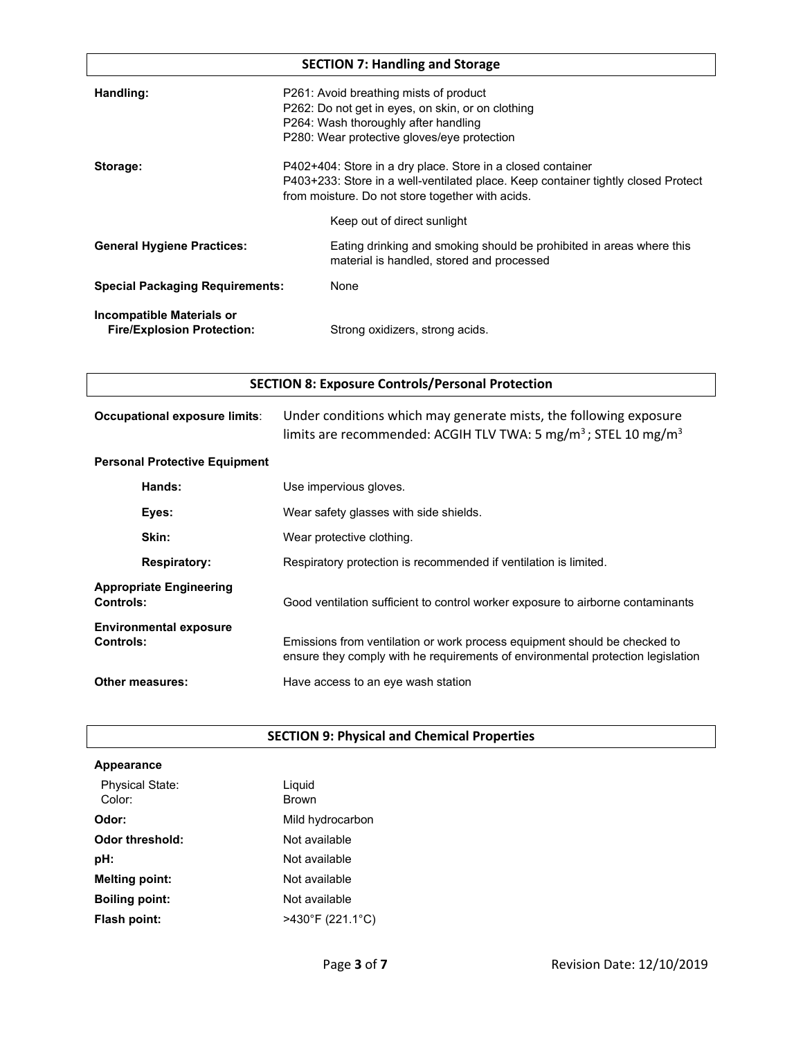## SECTION 7: Handling and Storage

| | |
|---|---|
| **Handling:** | P261: Avoid breathing mists of product<br>P262: Do not get in eyes, on skin, or on clothing<br>P264: Wash thoroughly after handling<br>P280: Wear protective gloves/eye protection |
| **Storage:** | P402+404: Store in a dry place. Store in a closed container<br>P403+233: Store in a well-ventilated place. Keep container tightly closed Protect from moisture. Do not store together with acids.<br>Keep out of direct sunlight |
| **General Hygiene Practices:** | Eating drinking and smoking should be prohibited in areas where this material is handled, stored and processed |
| **Special Packaging Requirements:** | None |
| **Incompatible Materials or Fire/Explosion Protection:** | Strong oxidizers, strong acids. |

## SECTION 8: Exposure Controls/Personal Protection

**Occupational exposure limits**: Under conditions which may generate mists, the following exposure limits are recommended: ACGIH TLV TWA: 5 mg/m$^3$ ; STEL 10 mg/m$^3$

**Personal Protective Equipment**

| | |
|---|---|
| **Hands:** | Use impervious gloves. |
| **Eyes:** | Wear safety glasses with side shields. |
| **Skin:** | Wear protective clothing. |
| **Respiratory:** | Respiratory protection is recommended if ventilation is limited. |
| **Appropriate Engineering Controls:** | Good ventilation sufficient to control worker exposure to airborne contaminants |
| **Environmental exposure Controls:** | Emissions from ventilation or work process equipment should be checked to ensure they comply with he requirements of environmental protection legislation |
| **Other measures:** | Have access to an eye wash station |

## SECTION 9: Physical and Chemical Properties

**Appearance**

| | |
|---|---|
| Physical State: | Liquid |
| Color: | Brown |
| **Odor:** | Mild hydrocarbon |
| **Odor threshold:** | Not available |
| **pH:** | Not available |
| **Melting point:** | Not available |
| **Boiling point:** | Not available |
| **Flash point:** | >430°F (221.1°C) |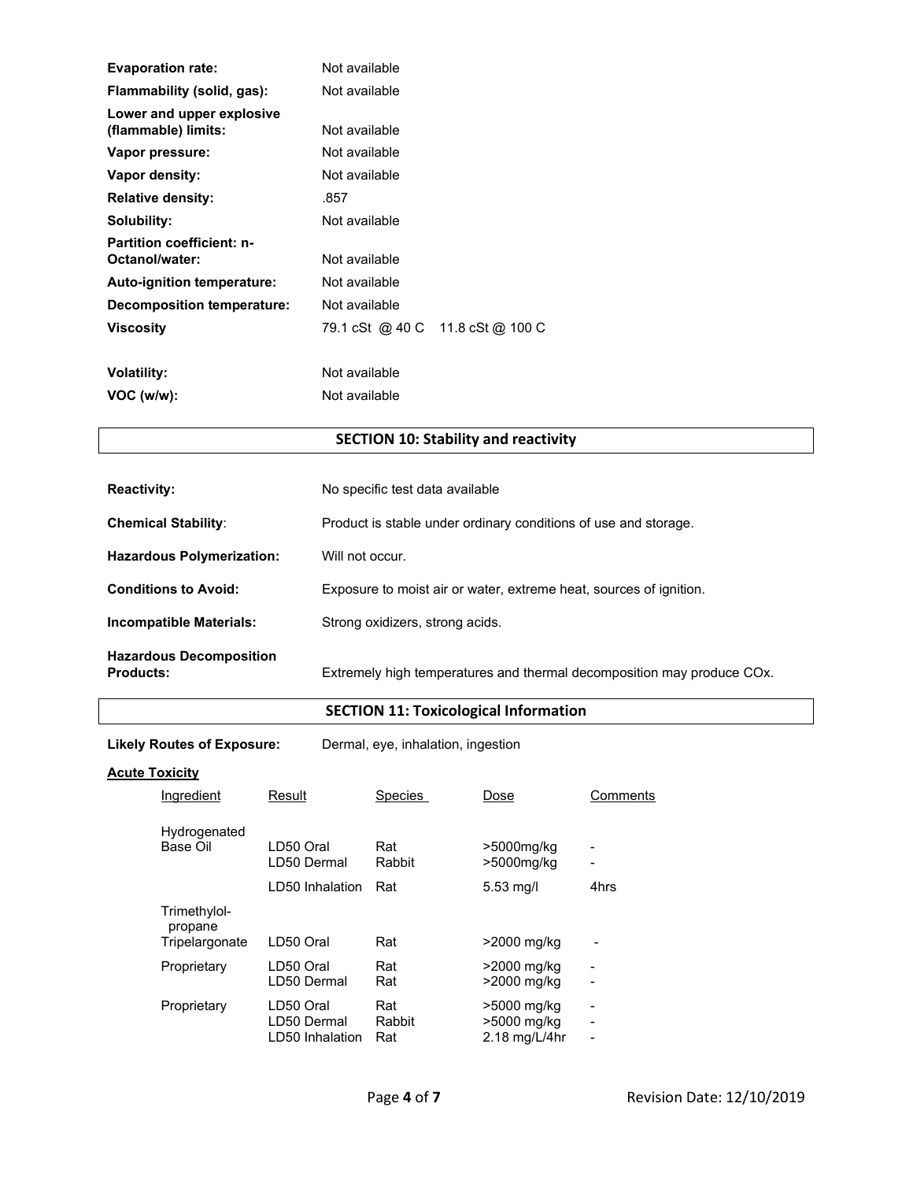| | |
|---|---|
| **Evaporation rate:** | Not available |
| **Flammability (solid, gas):** | Not available |
| **Lower and upper explosive (flammable) limits:** | Not available |
| **Vapor pressure:** | Not available |
| **Vapor density:** | Not available |
| **Relative density:** | .857 |
| **Solubility:** | Not available |
| **Partition coefficient: n-Octanol/water:** | Not available |
| **Auto-ignition temperature:** | Not available |
| **Decomposition temperature:** | Not available |
| **Viscosity** | 79.1 cSt @ 40 C 11.8 cSt @ 100 C |
| **Volatility:** | Not available |
| **VOC (w/w):** | Not available |

## SECTION 10: Stability and reactivity

| | |
|---|---|
| **Reactivity:** | No specific test data available |
| **Chemical Stability:** | Product is stable under ordinary conditions of use and storage. |
| **Hazardous Polymerization:** | Will not occur. |
| **Conditions to Avoid:** | Exposure to moist air or water, extreme heat, sources of ignition. |
| **Incompatible Materials:** | Strong oxidizers, strong acids. |
| **Hazardous Decomposition Products:** | Extremely high temperatures and thermal decomposition may produce COx. |

## SECTION 11: Toxicological Information

**Likely Routes of Exposure:** Dermal, eye, inhalation, ingestion

**Acute Toxicity**

| Ingredient | Result | Species | Dose | Comments |
|---|---|---|---|---|
| Hydrogenated Base Oil | LD50 Oral | Rat | >5000mg/kg | - |
| | LD50 Dermal | Rabbit | >5000mg/kg | - |
| | LD50 Inhalation | Rat | 5.53 mg/l | 4hrs |
| Trimethylol-propane Tripelargonate | LD50 Oral | Rat | >2000 mg/kg | - |
| Proprietary | LD50 Oral | Rat | >2000 mg/kg | - |
| | LD50 Dermal | Rat | >2000 mg/kg | - |
| Proprietary | LD50 Oral | Rat | >5000 mg/kg | - |
| | LD50 Dermal | Rabbit | >5000 mg/kg | - |
| | LD50 Inhalation | Rat | 2.18 mg/L/4hr | - |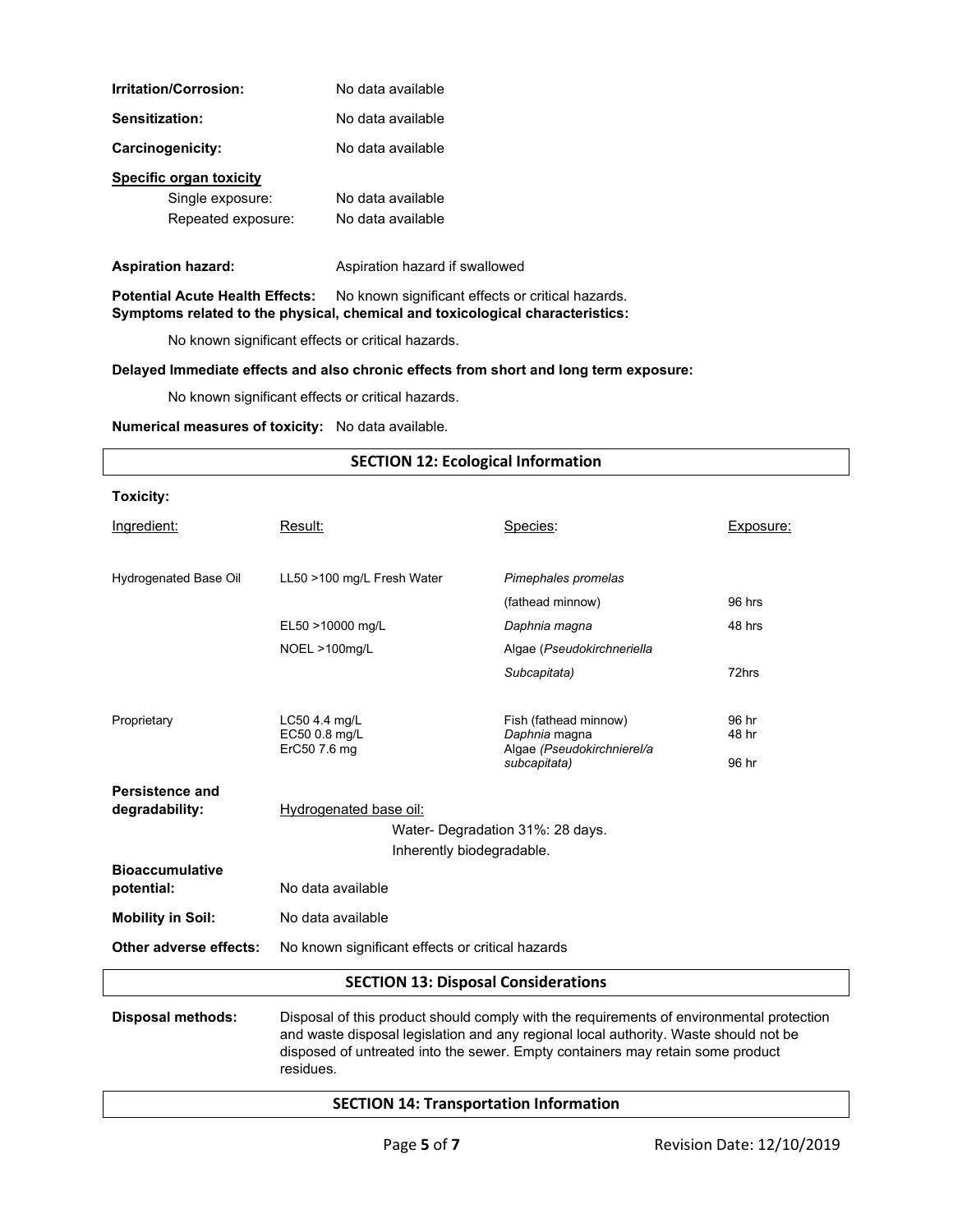**Irritation/Corrosion:** No data available

**Sensitization:** No data available

**Carcinogenicity:** No data available

**Specific organ toxicity**

Single exposure: No data available

Repeated exposure: No data available

**Aspiration hazard:** Aspiration hazard if swallowed

**Potential Acute Health Effects:** No known significant effects or critical hazards.

**Symptoms related to the physical, chemical and toxicological characteristics:**

No known significant effects or critical hazards.

**Delayed Immediate effects and also chronic effects from short and long term exposure:**

No known significant effects or critical hazards.

**Numerical measures of toxicity:** No data available.

## SECTION 12: Ecological Information

**Toxicity:**

| Ingredient: | Result: | Species: | Exposure: |
|---|---|---|---|
| Hydrogenated Base Oil | LL50 >100 mg/L Fresh Water | *Pimephales promelas* (fathead minnow) | 96 hrs |
| | EL50 >10000 mg/L | *Daphnia magna* | 48 hrs |
| | NOEL >100mg/L | Algae (*Pseudokirchneriella Subcapitata)* | 72hrs |
| Proprietary | LC50 4.4 mg/L | Fish (fathead minnow) | 96 hr |
| | EC50 0.8 mg/L | *Daphnia* magna | 48 hr |
| | ErC50 7.6 mg | Algae *(Pseudokirchnierel/a subcapitata)* | 96 hr |

**Persistence and degradability:** Hydrogenated base oil:

Water- Degradation 31%: 28 days.

Inherently biodegradable.

**Bioaccumulative potential:** No data available

**Mobility in Soil:** No data available

**Other adverse effects:** No known significant effects or critical hazards

## SECTION 13: Disposal Considerations

**Disposal methods:** Disposal of this product should comply with the requirements of environmental protection and waste disposal legislation and any regional local authority. Waste should not be disposed of untreated into the sewer. Empty containers may retain some product residues.

## SECTION 14: Transportation Information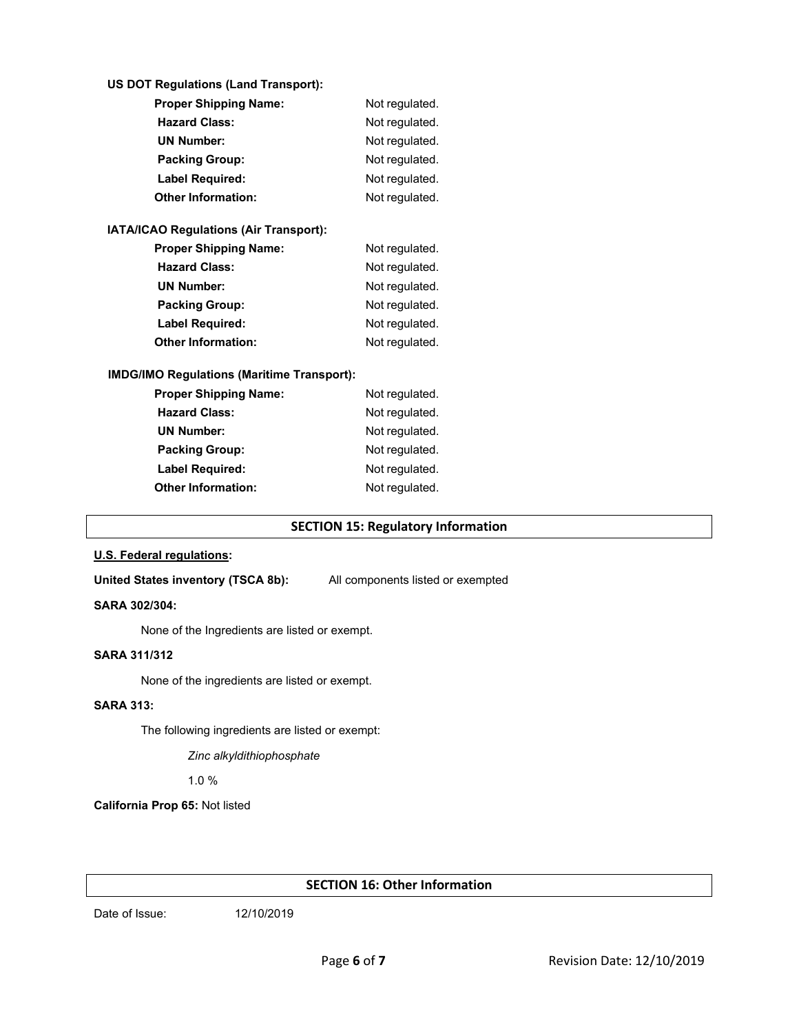**US DOT Regulations (Land Transport):**

| | |
|---|---|
| **Proper Shipping Name:** | Not regulated. |
| **Hazard Class:** | Not regulated. |
| **UN Number:** | Not regulated. |
| **Packing Group:** | Not regulated. |
| **Label Required:** | Not regulated. |
| **Other Information:** | Not regulated. |

**IATA/ICAO Regulations (Air Transport):**

| | |
|---|---|
| **Proper Shipping Name:** | Not regulated. |
| **Hazard Class:** | Not regulated. |
| **UN Number:** | Not regulated. |
| **Packing Group:** | Not regulated. |
| **Label Required:** | Not regulated. |
| **Other Information:** | Not regulated. |

**IMDG/IMO Regulations (Maritime Transport):**

| | |
|---|---|
| **Proper Shipping Name:** | Not regulated. |
| **Hazard Class:** | Not regulated. |
| **UN Number:** | Not regulated. |
| **Packing Group:** | Not regulated. |
| **Label Required:** | Not regulated. |
| **Other Information:** | Not regulated. |

## SECTION 15: Regulatory Information

**U.S. Federal regulations:**

**United States inventory (TSCA 8b):** All components listed or exempted

**SARA 302/304:**

None of the Ingredients are listed or exempt.

**SARA 311/312**

None of the ingredients are listed or exempt.

**SARA 313:**

The following ingredients are listed or exempt:

*Zinc alkyldithiophosphate*

1.0 %

**California Prop 65:** Not listed

## SECTION 16: Other Information

Date of Issue: 12/10/2019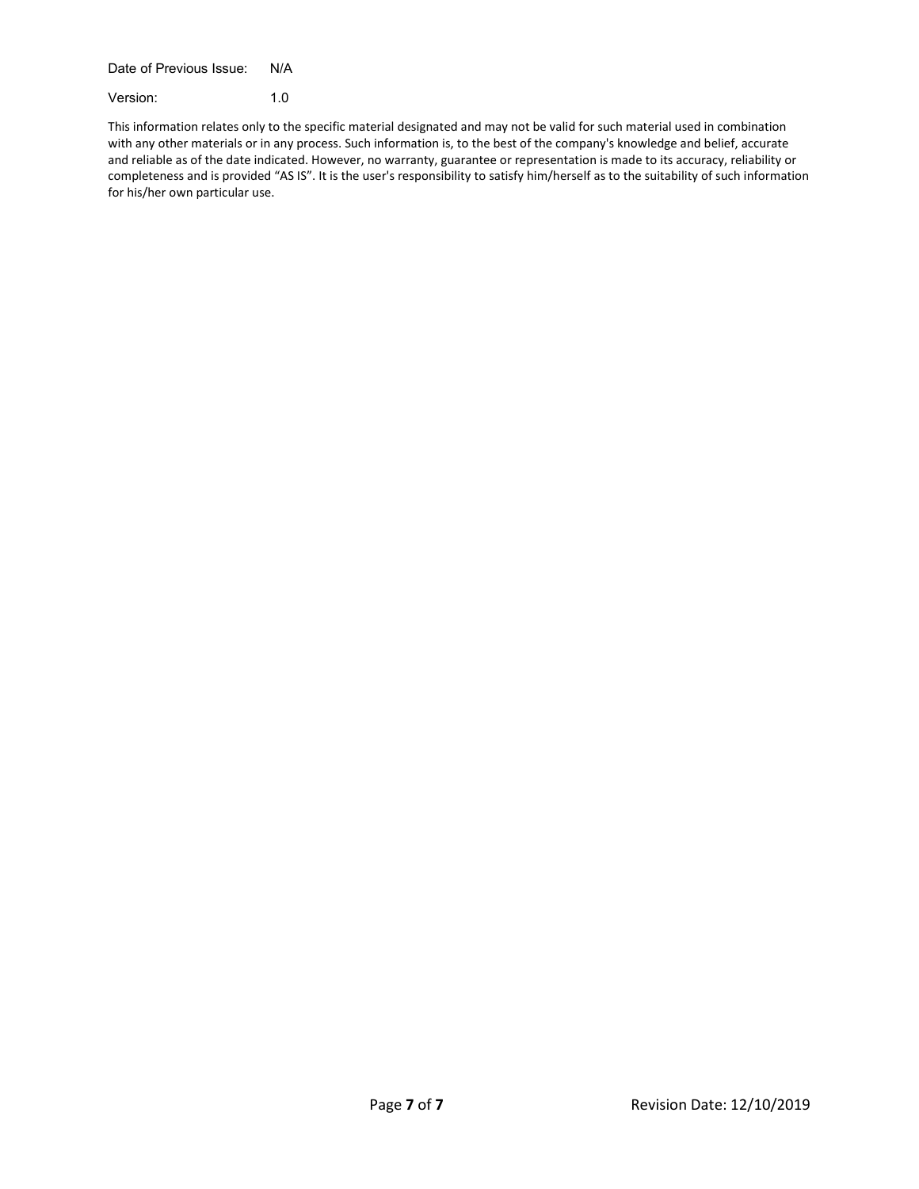Date of Previous Issue: N/A

Version: 1.0

This information relates only to the specific material designated and may not be valid for such material used in combination with any other materials or in any process. Such information is, to the best of the company's knowledge and belief, accurate and reliable as of the date indicated. However, no warranty, guarantee or representation is made to its accuracy, reliability or completeness and is provided "AS IS". It is the user's responsibility to satisfy him/herself as to the suitability of such information for his/her own particular use.